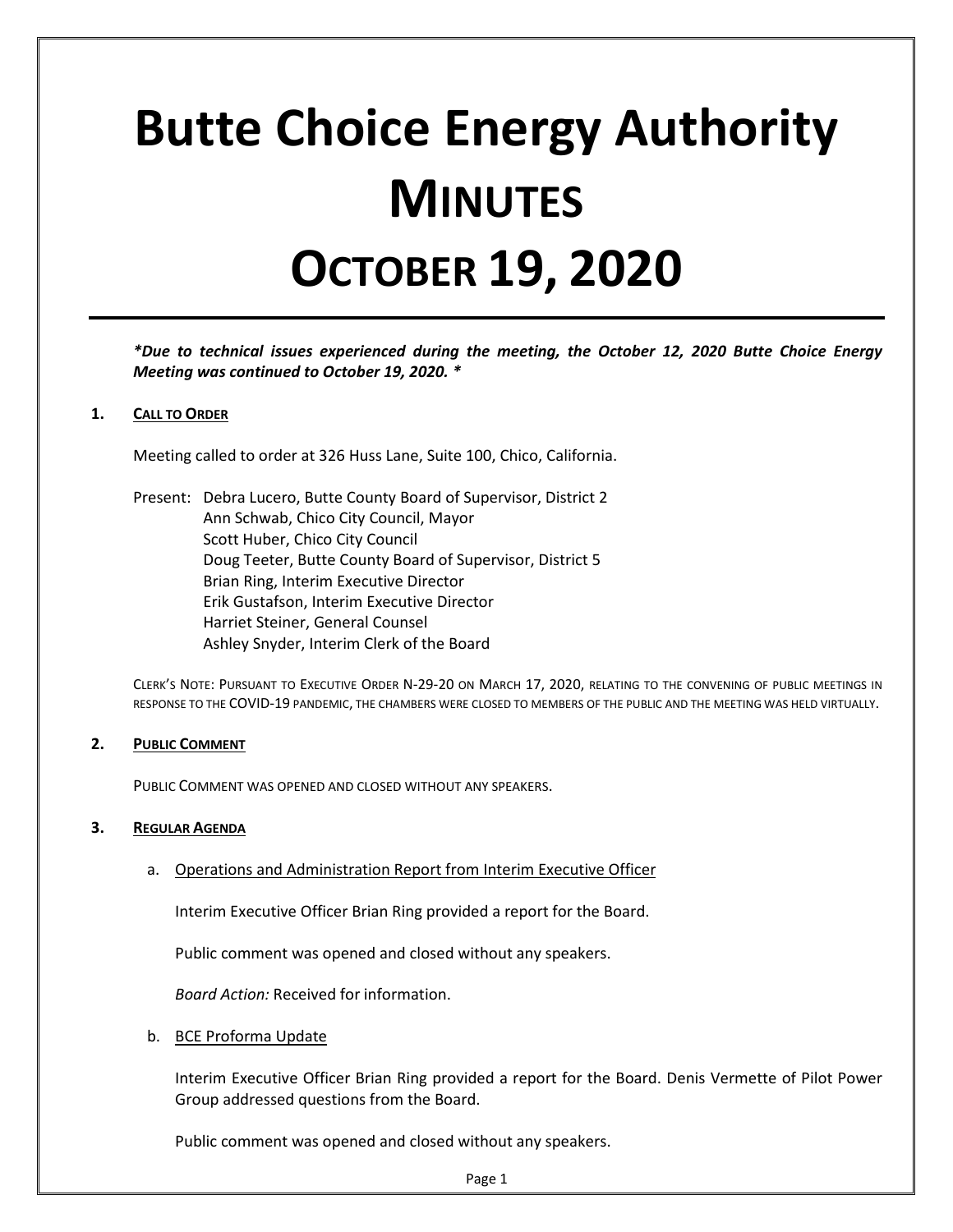# Butte Choice Energy Authority
# MINUTES
# OCTOBER 19, 2020

***Due to technical issues experienced during the meeting, the October 12, 2020 Butte Choice Energy Meeting was continued to October 19, 2020. ***

**1. CALL TO ORDER**

Meeting called to order at 326 Huss Lane, Suite 100, Chico, California.

Present: Debra Lucero, Butte County Board of Supervisor, District 2
Ann Schwab, Chico City Council, Mayor
Scott Huber, Chico City Council
Doug Teeter, Butte County Board of Supervisor, District 5
Brian Ring, Interim Executive Director
Erik Gustafson, Interim Executive Director
Harriet Steiner, General Counsel
Ashley Snyder, Interim Clerk of the Board

CLERK'S NOTE: PURSUANT TO EXECUTIVE ORDER N-29-20 ON MARCH 17, 2020, RELATING TO THE CONVENING OF PUBLIC MEETINGS IN RESPONSE TO THE COVID-19 PANDEMIC, THE CHAMBERS WERE CLOSED TO MEMBERS OF THE PUBLIC AND THE MEETING WAS HELD VIRTUALLY.

**2. PUBLIC COMMENT**

PUBLIC COMMENT WAS OPENED AND CLOSED WITHOUT ANY SPEAKERS.

**3. REGULAR AGENDA**

a. Operations and Administration Report from Interim Executive Officer

Interim Executive Officer Brian Ring provided a report for the Board.

Public comment was opened and closed without any speakers.

*Board Action:* Received for information.

b. BCE Proforma Update

Interim Executive Officer Brian Ring provided a report for the Board. Denis Vermette of Pilot Power Group addressed questions from the Board.

Public comment was opened and closed without any speakers.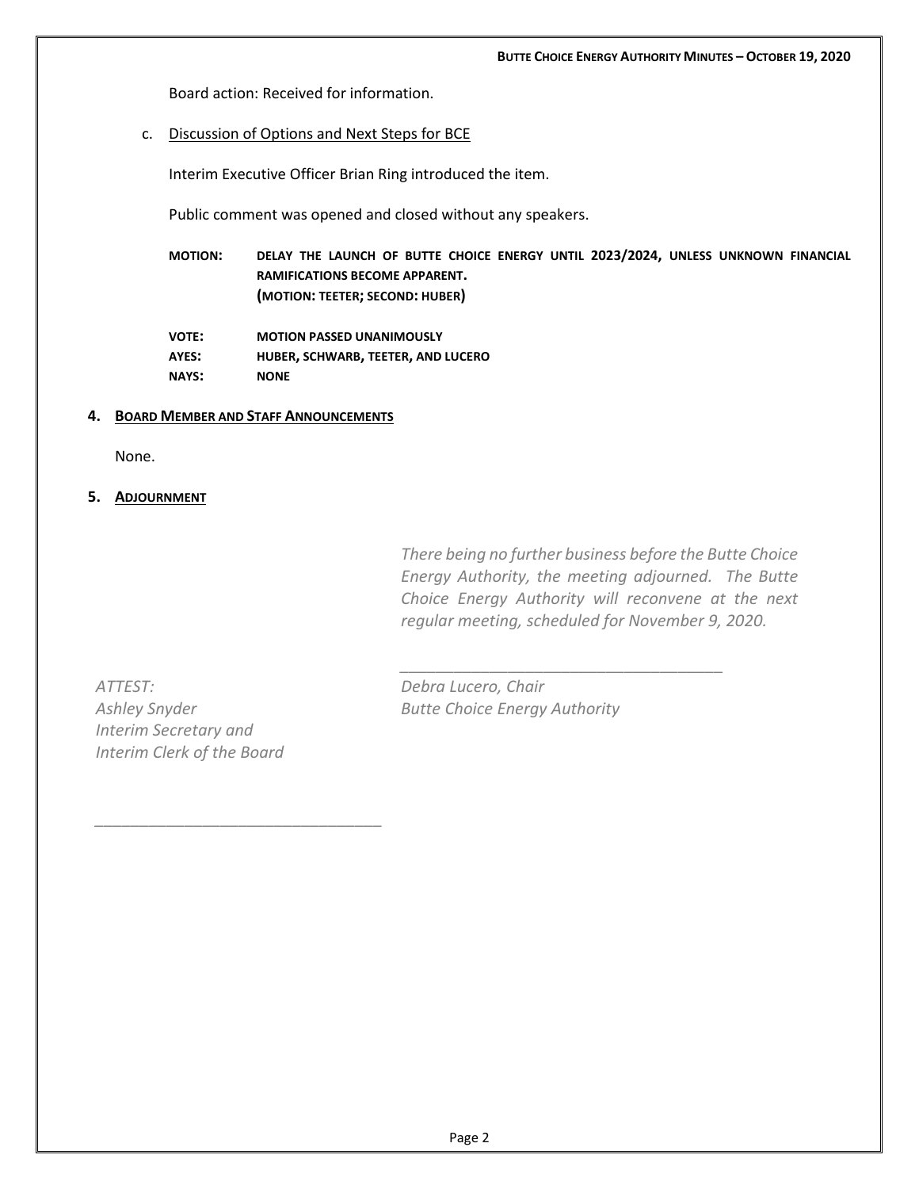Board action: Received for information.

c. Discussion of Options and Next Steps for BCE

Interim Executive Officer Brian Ring introduced the item.

Public comment was opened and closed without any speakers.

**MOTION:** **DELAY THE LAUNCH OF BUTTE CHOICE ENERGY UNTIL 2023/2024, UNLESS UNKNOWN FINANCIAL RAMIFICATIONS BECOME APPARENT.**
**(MOTION: TEETER; SECOND: HUBER)**

**VOTE:** **MOTION PASSED UNANIMOUSLY**
**AYES:** **HUBER, SCHWARB, TEETER, AND LUCERO**
**NAYS:** **NONE**

## 4. BOARD MEMBER AND STAFF ANNOUNCEMENTS

None.

## 5. ADJOURNMENT

*There being no further business before the Butte Choice Energy Authority, the meeting adjourned. The Butte Choice Energy Authority will reconvene at the next regular meeting, scheduled for November 9, 2020.*

_____________________________________

*Debra Lucero, Chair*
*Butte Choice Energy Authority*

*ATTEST:*
*Ashley Snyder*
*Interim Secretary and*
*Interim Clerk of the Board*

_____________________________________